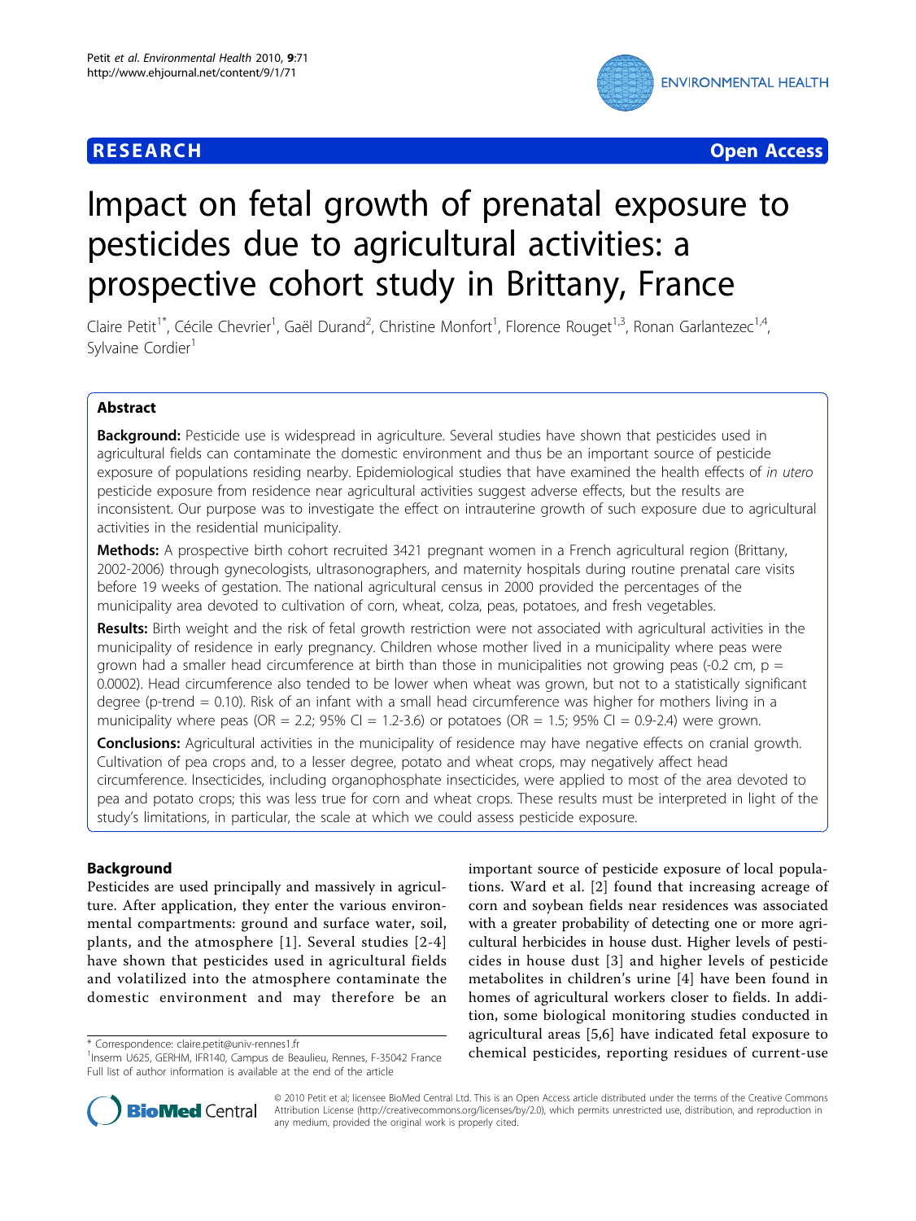RESEARCH Open Access

# Impact on fetal growth of prenatal exposure to pesticides due to agricultural activities: a prospective cohort study in Brittany, France

Claire Petit[1*], Cécile Chevrier[1], Gaël Durand[2], Christine Monfort[1], Florence Rouget[1,3], Ronan Garlantezec[1,4], Sylvaine Cordier[1]

## Abstract

**Background:** Pesticide use is widespread in agriculture. Several studies have shown that pesticides used in agricultural fields can contaminate the domestic environment and thus be an important source of pesticide exposure of populations residing nearby. Epidemiological studies that have examined the health effects of *in utero* pesticide exposure from residence near agricultural activities suggest adverse effects, but the results are inconsistent. Our purpose was to investigate the effect on intrauterine growth of such exposure due to agricultural activities in the residential municipality.

**Methods:** A prospective birth cohort recruited 3421 pregnant women in a French agricultural region (Brittany, 2002-2006) through gynecologists, ultrasonographers, and maternity hospitals during routine prenatal care visits before 19 weeks of gestation. The national agricultural census in 2000 provided the percentages of the municipality area devoted to cultivation of corn, wheat, colza, peas, potatoes, and fresh vegetables.

**Results:** Birth weight and the risk of fetal growth restriction were not associated with agricultural activities in the municipality of residence in early pregnancy. Children whose mother lived in a municipality where peas were grown had a smaller head circumference at birth than those in municipalities not growing peas (-0.2 cm, $p = 0.0002$). Head circumference also tended to be lower when wheat was grown, but not to a statistically significant degree (p-trend = 0.10). Risk of an infant with a small head circumference was higher for mothers living in a municipality where peas (OR = 2.2; 95% CI = 1.2-3.6) or potatoes (OR = 1.5; 95% CI = 0.9-2.4) were grown.

**Conclusions:** Agricultural activities in the municipality of residence may have negative effects on cranial growth. Cultivation of pea crops and, to a lesser degree, potato and wheat crops, may negatively affect head circumference. Insecticides, including organophosphate insecticides, were applied to most of the area devoted to pea and potato crops; this was less true for corn and wheat crops. These results must be interpreted in light of the study's limitations, in particular, the scale at which we could assess pesticide exposure.

## Background

Pesticides are used principally and massively in agriculture. After application, they enter the various environmental compartments: ground and surface water, soil, plants, and the atmosphere [1]. Several studies [2-4] have shown that pesticides used in agricultural fields and volatilized into the atmosphere contaminate the domestic environment and may therefore be an important source of pesticide exposure of local populations. Ward et al. [2] found that increasing acreage of corn and soybean fields near residences was associated with a greater probability of detecting one or more agricultural herbicides in house dust. Higher levels of pesticides in house dust [3] and higher levels of pesticide metabolites in children's urine [4] have been found in homes of agricultural workers closer to fields. In addition, some biological monitoring studies conducted in agricultural areas [5,6] have indicated fetal exposure to chemical pesticides, reporting residues of current-use

\* Correspondence: claire.petit@univ-rennes1.fr
[1]Inserm U625, GERHM, IFR140, Campus de Beaulieu, Rennes, F-35042 France
Full list of author information is available at the end of the article

© 2010 Petit et al; licensee BioMed Central Ltd. This is an Open Access article distributed under the terms of the Creative Commons Attribution License (http://creativecommons.org/licenses/by/2.0), which permits unrestricted use, distribution, and reproduction in any medium, provided the original work is properly cited.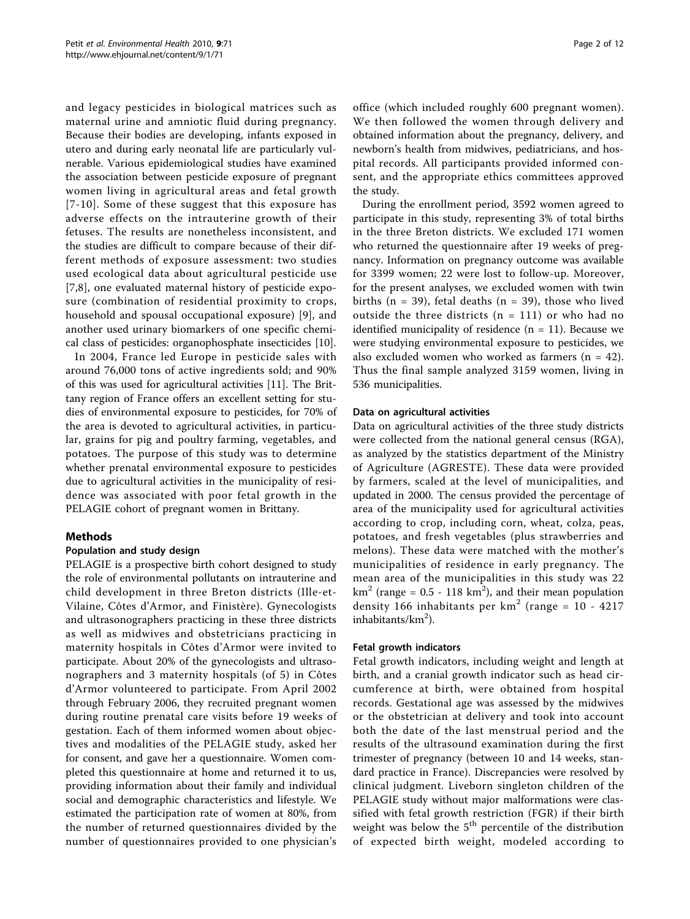and legacy pesticides in biological matrices such as maternal urine and amniotic fluid during pregnancy. Because their bodies are developing, infants exposed in utero and during early neonatal life are particularly vulnerable. Various epidemiological studies have examined the association between pesticide exposure of pregnant women living in agricultural areas and fetal growth [7-10]. Some of these suggest that this exposure has adverse effects on the intrauterine growth of their fetuses. The results are nonetheless inconsistent, and the studies are difficult to compare because of their different methods of exposure assessment: two studies used ecological data about agricultural pesticide use [7,8], one evaluated maternal history of pesticide exposure (combination of residential proximity to crops, household and spousal occupational exposure) [9], and another used urinary biomarkers of one specific chemical class of pesticides: organophosphate insecticides [10].

In 2004, France led Europe in pesticide sales with around 76,000 tons of active ingredients sold; and 90% of this was used for agricultural activities [11]. The Brittany region of France offers an excellent setting for studies of environmental exposure to pesticides, for 70% of the area is devoted to agricultural activities, in particular, grains for pig and poultry farming, vegetables, and potatoes. The purpose of this study was to determine whether prenatal environmental exposure to pesticides due to agricultural activities in the municipality of residence was associated with poor fetal growth in the PELAGIE cohort of pregnant women in Brittany.

## Methods

### Population and study design

PELAGIE is a prospective birth cohort designed to study the role of environmental pollutants on intrauterine and child development in three Breton districts (Ille-et-Vilaine, Côtes d'Armor, and Finistère). Gynecologists and ultrasonographers practicing in these three districts as well as midwives and obstetricians practicing in maternity hospitals in Côtes d'Armor were invited to participate. About 20% of the gynecologists and ultrasonographers and 3 maternity hospitals (of 5) in Côtes d'Armor volunteered to participate. From April 2002 through February 2006, they recruited pregnant women during routine prenatal care visits before 19 weeks of gestation. Each of them informed women about objectives and modalities of the PELAGIE study, asked her for consent, and gave her a questionnaire. Women completed this questionnaire at home and returned it to us, providing information about their family and individual social and demographic characteristics and lifestyle. We estimated the participation rate of women at 80%, from the number of returned questionnaires divided by the number of questionnaires provided to one physician's office (which included roughly 600 pregnant women). We then followed the women through delivery and obtained information about the pregnancy, delivery, and newborn's health from midwives, pediatricians, and hospital records. All participants provided informed consent, and the appropriate ethics committees approved the study.

During the enrollment period, 3592 women agreed to participate in this study, representing 3% of total births in the three Breton districts. We excluded 171 women who returned the questionnaire after 19 weeks of pregnancy. Information on pregnancy outcome was available for 3399 women; 22 were lost to follow-up. Moreover, for the present analyses, we excluded women with twin births (n = 39), fetal deaths (n = 39), those who lived outside the three districts (n = 111) or who had no identified municipality of residence (n = 11). Because we were studying environmental exposure to pesticides, we also excluded women who worked as farmers (n = 42). Thus the final sample analyzed 3159 women, living in 536 municipalities.

### Data on agricultural activities

Data on agricultural activities of the three study districts were collected from the national general census (RGA), as analyzed by the statistics department of the Ministry of Agriculture (AGRESTE). These data were provided by farmers, scaled at the level of municipalities, and updated in 2000. The census provided the percentage of area of the municipality used for agricultural activities according to crop, including corn, wheat, colza, peas, potatoes, and fresh vegetables (plus strawberries and melons). These data were matched with the mother's municipalities of residence in early pregnancy. The mean area of the municipalities in this study was 22 $km^2$ (range = 0.5 - 118 $km^2$), and their mean population density 166 inhabitants per $km^2$ (range = 10 - 4217 inhabitants/$km^2$).

### Fetal growth indicators

Fetal growth indicators, including weight and length at birth, and a cranial growth indicator such as head circumference at birth, were obtained from hospital records. Gestational age was assessed by the midwives or the obstetrician at delivery and took into account both the date of the last menstrual period and the results of the ultrasound examination during the first trimester of pregnancy (between 10 and 14 weeks, standard practice in France). Discrepancies were resolved by clinical judgment. Liveborn singleton children of the PELAGIE study without major malformations were classified with fetal growth restriction (FGR) if their birth weight was below the $5^{th}$ percentile of the distribution of expected birth weight, modeled according to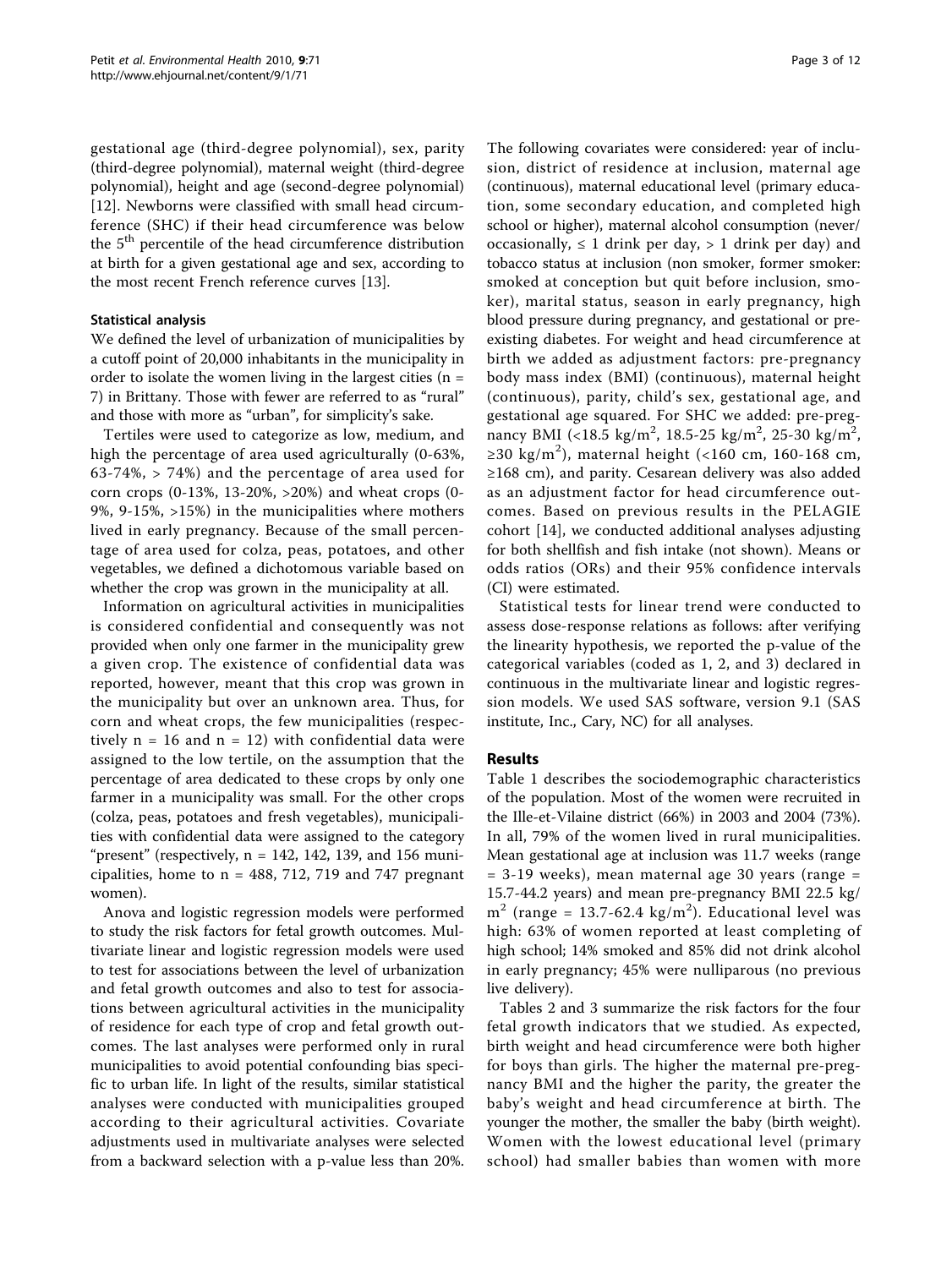gestational age (third-degree polynomial), sex, parity (third-degree polynomial), maternal weight (third-degree polynomial), height and age (second-degree polynomial) [12]. Newborns were classified with small head circumference (SHC) if their head circumference was below the 5[th] percentile of the head circumference distribution at birth for a given gestational age and sex, according to the most recent French reference curves [13].

### Statistical analysis

We defined the level of urbanization of municipalities by a cutoff point of 20,000 inhabitants in the municipality in order to isolate the women living in the largest cities (n = 7) in Brittany. Those with fewer are referred to as "rural" and those with more as "urban", for simplicity's sake.

Tertiles were used to categorize as low, medium, and high the percentage of area used agriculturally (0-63%, 63-74%, > 74%) and the percentage of area used for corn crops (0-13%, 13-20%, >20%) and wheat crops (0-9%, 9-15%, >15%) in the municipalities where mothers lived in early pregnancy. Because of the small percentage of area used for colza, peas, potatoes, and other vegetables, we defined a dichotomous variable based on whether the crop was grown in the municipality at all.

Information on agricultural activities in municipalities is considered confidential and consequently was not provided when only one farmer in the municipality grew a given crop. The existence of confidential data was reported, however, meant that this crop was grown in the municipality but over an unknown area. Thus, for corn and wheat crops, the few municipalities (respectively n = 16 and n = 12) with confidential data were assigned to the low tertile, on the assumption that the percentage of area dedicated to these crops by only one farmer in a municipality was small. For the other crops (colza, peas, potatoes and fresh vegetables), municipalities with confidential data were assigned to the category "present" (respectively, n = 142, 142, 139, and 156 municipalities, home to n = 488, 712, 719 and 747 pregnant women).

Anova and logistic regression models were performed to study the risk factors for fetal growth outcomes. Multivariate linear and logistic regression models were used to test for associations between the level of urbanization and fetal growth outcomes and also to test for associations between agricultural activities in the municipality of residence for each type of crop and fetal growth outcomes. The last analyses were performed only in rural municipalities to avoid potential confounding bias specific to urban life. In light of the results, similar statistical analyses were conducted with municipalities grouped according to their agricultural activities. Covariate adjustments used in multivariate analyses were selected from a backward selection with a p-value less than 20%.
The following covariates were considered: year of inclusion, district of residence at inclusion, maternal age (continuous), maternal educational level (primary education, some secondary education, and completed high school or higher), maternal alcohol consumption (never/occasionally, ≤ 1 drink per day, > 1 drink per day) and tobacco status at inclusion (non smoker, former smoker: smoked at conception but quit before inclusion, smoker), marital status, season in early pregnancy, high blood pressure during pregnancy, and gestational or pre-existing diabetes. For weight and head circumference at birth we added as adjustment factors: pre-pregnancy body mass index (BMI) (continuous), maternal height (continuous), parity, child's sex, gestational age, and gestational age squared. For SHC we added: pre-pregnancy BMI (<18.5 kg/m$^2$, 18.5-25 kg/m$^2$, 25-30 kg/m$^2$, ≥30 kg/m$^2$), maternal height (<160 cm, 160-168 cm, ≥168 cm), and parity. Cesarean delivery was also added as an adjustment factor for head circumference outcomes. Based on previous results in the PELAGIE cohort [14], we conducted additional analyses adjusting for both shellfish and fish intake (not shown). Means or odds ratios (ORs) and their 95% confidence intervals (CI) were estimated.

Statistical tests for linear trend were conducted to assess dose-response relations as follows: after verifying the linearity hypothesis, we reported the p-value of the categorical variables (coded as 1, 2, and 3) declared in continuous in the multivariate linear and logistic regression models. We used SAS software, version 9.1 (SAS institute, Inc., Cary, NC) for all analyses.

## Results

Table 1 describes the sociodemographic characteristics of the population. Most of the women were recruited in the Ille-et-Vilaine district (66%) in 2003 and 2004 (73%). In all, 79% of the women lived in rural municipalities. Mean gestational age at inclusion was 11.7 weeks (range = 3-19 weeks), mean maternal age 30 years (range = 15.7-44.2 years) and mean pre-pregnancy BMI 22.5 kg/m$^2$ (range = 13.7-62.4 kg/m$^2$). Educational level was high: 63% of women reported at least completing of high school; 14% smoked and 85% did not drink alcohol in early pregnancy; 45% were nulliparous (no previous live delivery).

Tables 2 and 3 summarize the risk factors for the four fetal growth indicators that we studied. As expected, birth weight and head circumference were both higher for boys than girls. The higher the maternal pre-pregnancy BMI and the higher the parity, the greater the baby's weight and head circumference at birth. The younger the mother, the smaller the baby (birth weight). Women with the lowest educational level (primary school) had smaller babies than women with more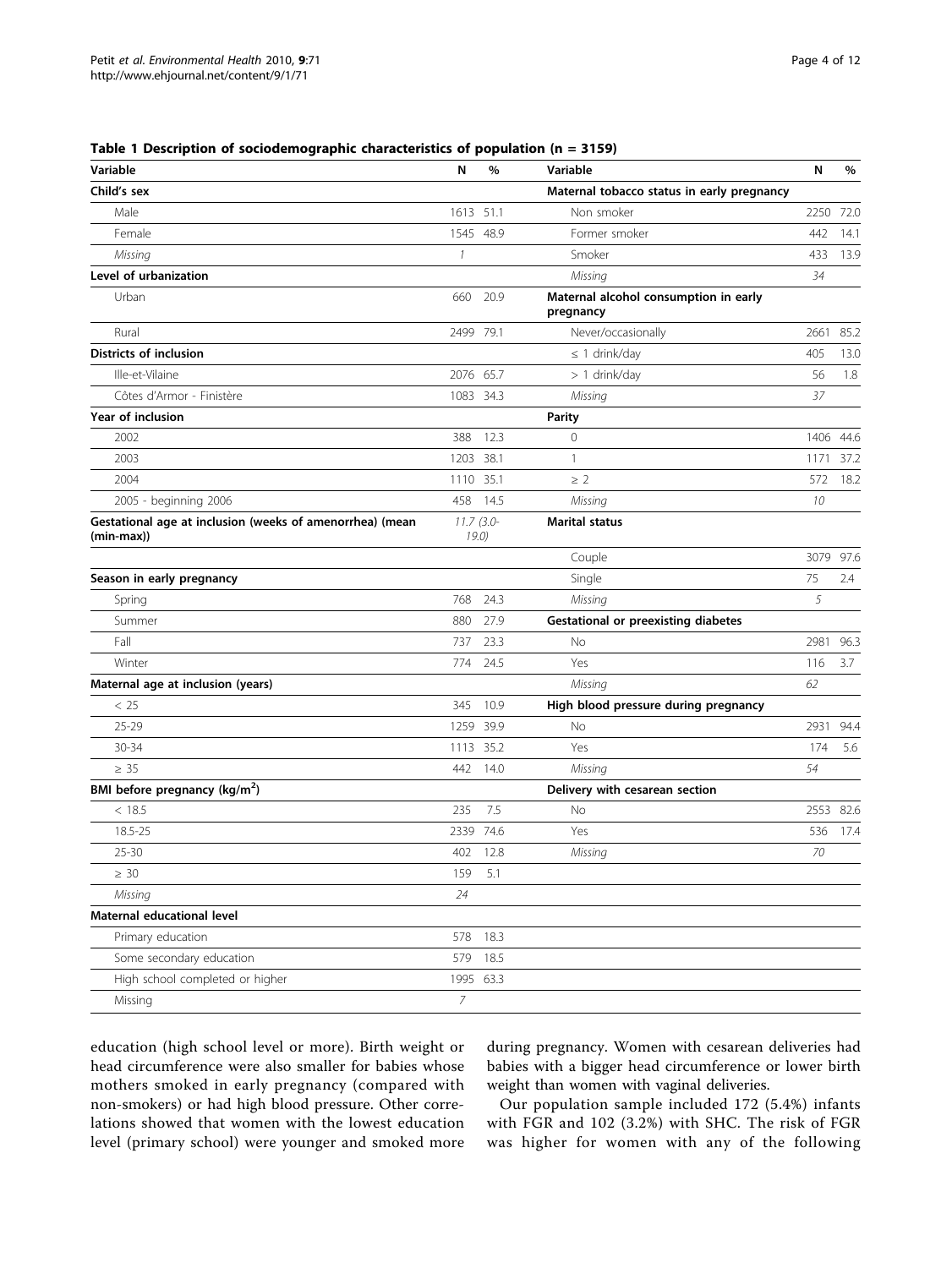**Table 1 Description of sociodemographic characteristics of population (n = 3159)**

| Variable | N | % | Variable | N | % |
|---|---|---|---|---|---|
| **Child's sex** | | | **Maternal tobacco status in early pregnancy** | | |
| Male | 1613 | 51.1 | Non smoker | 2250 | 72.0 |
| Female | 1545 | 48.9 | Former smoker | 442 | 14.1 |
| *Missing* | *1* | | Smoker | 433 | 13.9 |
| **Level of urbanization** | | | *Missing* | *34* | |
| Urban | 660 | 20.9 | **Maternal alcohol consumption in early pregnancy** | | |
| Rural | 2499 | 79.1 | Never/occasionally | 2661 | 85.2 |
| **Districts of inclusion** | | | ≤ 1 drink/day | 405 | 13.0 |
| Ille-et-Vilaine | 2076 | 65.7 | > 1 drink/day | 56 | 1.8 |
| Côtes d'Armor - Finistère | 1083 | 34.3 | *Missing* | *37* | |
| **Year of inclusion** | | | **Parity** | | |
| 2002 | 388 | 12.3 | 0 | 1406 | 44.6 |
| 2003 | 1203 | 38.1 | 1 | 1171 | 37.2 |
| 2004 | 1110 | 35.1 | ≥ 2 | 572 | 18.2 |
| 2005 - beginning 2006 | 458 | 14.5 | *Missing* | *10* | |
| **Gestational age at inclusion (weeks of amenorrhea) (mean (min-max))** | *11.7 (3.0-19.0)* | | **Marital status** | | |
| | | | Couple | 3079 | 97.6 |
| **Season in early pregnancy** | | | Single | 75 | 2.4 |
| Spring | 768 | 24.3 | *Missing* | *5* | |
| Summer | 880 | 27.9 | **Gestational or preexisting diabetes** | | |
| Fall | 737 | 23.3 | No | 2981 | 96.3 |
| Winter | 774 | 24.5 | Yes | 116 | 3.7 |
| **Maternal age at inclusion (years)** | | | *Missing* | *62* | |
| < 25 | 345 | 10.9 | **High blood pressure during pregnancy** | | |
| 25-29 | 1259 | 39.9 | No | 2931 | 94.4 |
| 30-34 | 1113 | 35.2 | Yes | 174 | 5.6 |
| ≥ 35 | 442 | 14.0 | *Missing* | *54* | |
| **BMI before pregnancy (kg/m$^2$)** | | | **Delivery with cesarean section** | | |
| < 18.5 | 235 | 7.5 | No | 2553 | 82.6 |
| 18.5-25 | 2339 | 74.6 | Yes | 536 | 17.4 |
| 25-30 | 402 | 12.8 | *Missing* | *70* | |
| ≥ 30 | 159 | 5.1 | | | |
| *Missing* | *24* | | | | |
| **Maternal educational level** | | | | | |
| Primary education | 578 | 18.3 | | | |
| Some secondary education | 579 | 18.5 | | | |
| High school completed or higher | 1995 | 63.3 | | | |
| Missing | *7* | | | | |

education (high school level or more). Birth weight or head circumference were also smaller for babies whose mothers smoked in early pregnancy (compared with non-smokers) or had high blood pressure. Other correlations showed that women with the lowest education level (primary school) were younger and smoked more during pregnancy. Women with cesarean deliveries had babies with a bigger head circumference or lower birth weight than women with vaginal deliveries.

Our population sample included 172 (5.4%) infants with FGR and 102 (3.2%) with SHC. The risk of FGR was higher for women with any of the following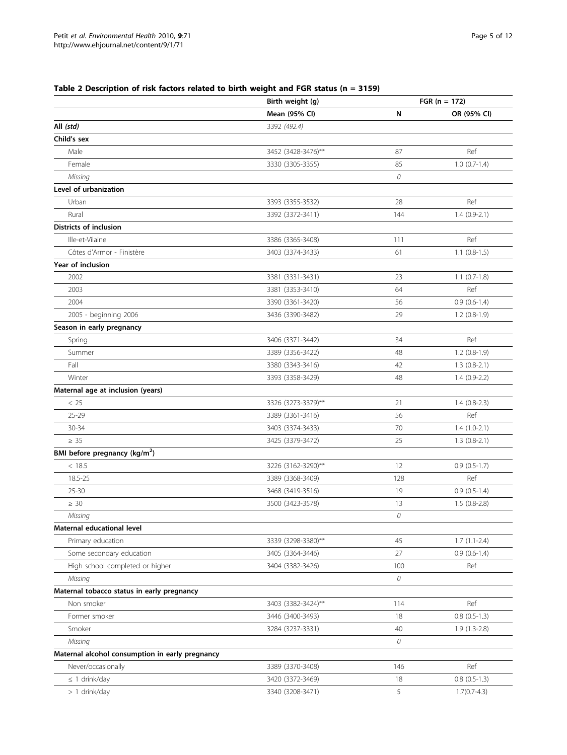## Table 2 Description of risk factors related to birth weight and FGR status (n = 3159)

| | Birth weight (g) | FGR (n = 172) | |
|---|---|---|---|
| | Mean (95% CI) | N | OR (95% CI) |
| **All** *(std)* | 3392 *(492.4)* | | |
| **Child's sex** | | | |
| Male | 3452 (3428-3476)** | 87 | Ref |
| Female | 3330 (3305-3355) | 85 | 1.0 (0.7-1.4) |
| *Missing* | | *0* | |
| **Level of urbanization** | | | |
| Urban | 3393 (3355-3532) | 28 | Ref |
| Rural | 3392 (3372-3411) | 144 | 1.4 (0.9-2.1) |
| **Districts of inclusion** | | | |
| Ille-et-Vilaine | 3386 (3365-3408) | 111 | Ref |
| Côtes d'Armor - Finistère | 3403 (3374-3433) | 61 | 1.1 (0.8-1.5) |
| **Year of inclusion** | | | |
| 2002 | 3381 (3331-3431) | 23 | 1.1 (0.7-1.8) |
| 2003 | 3381 (3353-3410) | 64 | Ref |
| 2004 | 3390 (3361-3420) | 56 | 0.9 (0.6-1.4) |
| 2005 - beginning 2006 | 3436 (3390-3482) | 29 | 1.2 (0.8-1.9) |
| **Season in early pregnancy** | | | |
| Spring | 3406 (3371-3442) | 34 | Ref |
| Summer | 3389 (3356-3422) | 48 | 1.2 (0.8-1.9) |
| Fall | 3380 (3343-3416) | 42 | 1.3 (0.8-2.1) |
| Winter | 3393 (3358-3429) | 48 | 1.4 (0.9-2.2) |
| **Maternal age at inclusion (years)** | | | |
| < 25 | 3326 (3273-3379)** | 21 | 1.4 (0.8-2.3) |
| 25-29 | 3389 (3361-3416) | 56 | Ref |
| 30-34 | 3403 (3374-3433) | 70 | 1.4 (1.0-2.1) |
| ≥ 35 | 3425 (3379-3472) | 25 | 1.3 (0.8-2.1) |
| **BMI before pregnancy (kg/m$^2$)** | | | |
| < 18.5 | 3226 (3162-3290)** | 12 | 0.9 (0.5-1.7) |
| 18.5-25 | 3389 (3368-3409) | 128 | Ref |
| 25-30 | 3468 (3419-3516) | 19 | 0.9 (0.5-1.4) |
| ≥ 30 | 3500 (3423-3578) | 13 | 1.5 (0.8-2.8) |
| *Missing* | | *0* | |
| **Maternal educational level** | | | |
| Primary education | 3339 (3298-3380)** | 45 | 1.7 (1.1-2.4) |
| Some secondary education | 3405 (3364-3446) | 27 | 0.9 (0.6-1.4) |
| High school completed or higher | 3404 (3382-3426) | 100 | Ref |
| *Missing* | | *0* | |
| **Maternal tobacco status in early pregnancy** | | | |
| Non smoker | 3403 (3382-3424)** | 114 | Ref |
| Former smoker | 3446 (3400-3493) | 18 | 0.8 (0.5-1.3) |
| Smoker | 3284 (3237-3331) | 40 | 1.9 (1.3-2.8) |
| *Missing* | | *0* | |
| **Maternal alcohol consumption in early pregnancy** | | | |
| Never/occasionally | 3389 (3370-3408) | 146 | Ref |
| ≤ 1 drink/day | 3420 (3372-3469) | 18 | 0.8 (0.5-1.3) |
| > 1 drink/day | 3340 (3208-3471) | 5 | 1.7(0.7-4.3) |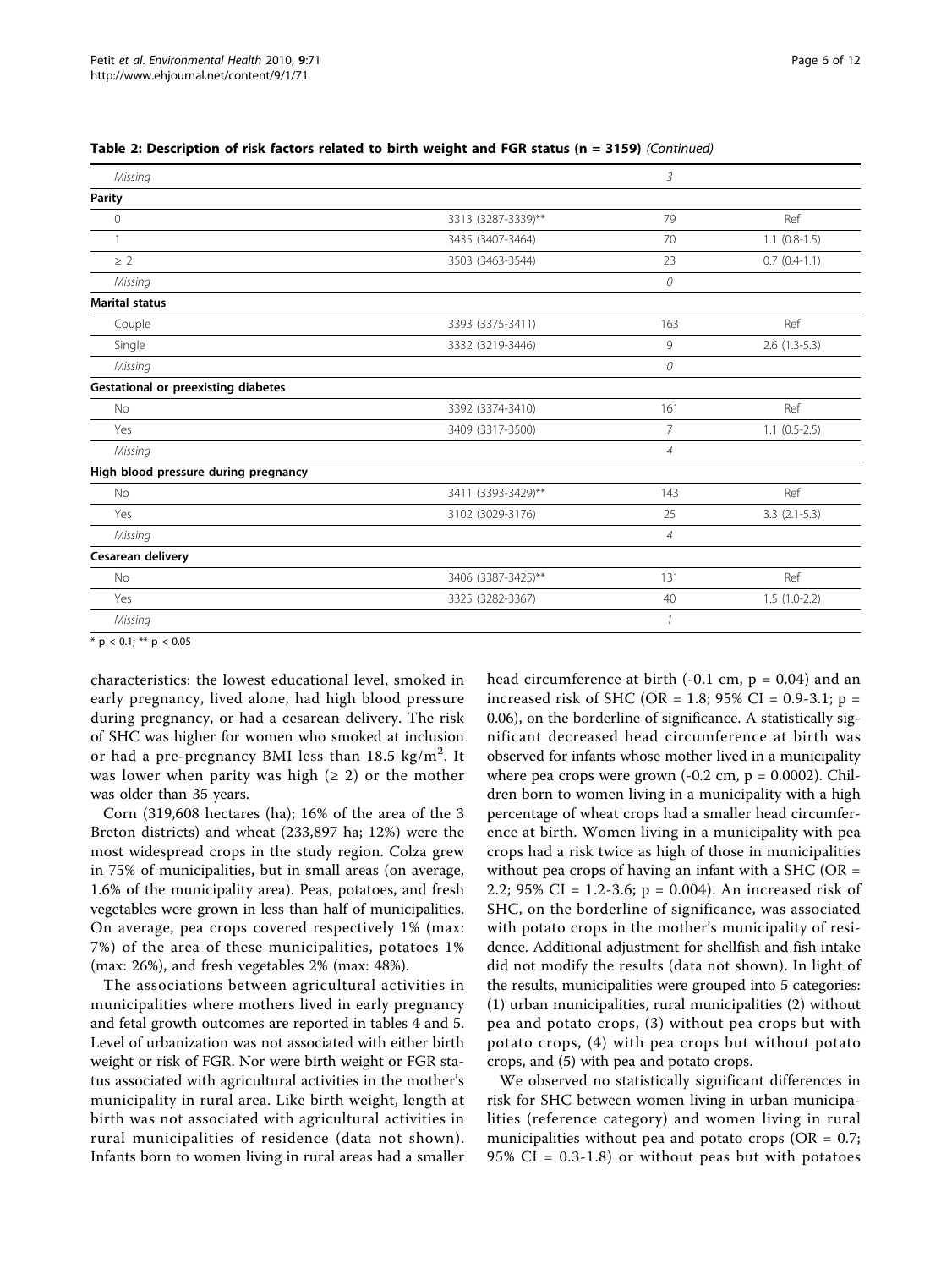**Table 2: Description of risk factors related to birth weight and FGR status (n = 3159)** *(Continued)*

| | | | |
|---|---|---|---|
| *Missing* | | *3* | |
| **Parity** | | | |
| 0 | 3313 (3287-3339)** | 79 | Ref |
| 1 | 3435 (3407-3464) | 70 | 1.1 (0.8-1.5) |
| ≥ 2 | 3503 (3463-3544) | 23 | 0.7 (0.4-1.1) |
| *Missing* | | *0* | |
| **Marital status** | | | |
| Couple | 3393 (3375-3411) | 163 | Ref |
| Single | 3332 (3219-3446) | 9 | 2.6 (1.3-5.3) |
| *Missing* | | *0* | |
| **Gestational or preexisting diabetes** | | | |
| No | 3392 (3374-3410) | 161 | Ref |
| Yes | 3409 (3317-3500) | 7 | 1.1 (0.5-2.5) |
| *Missing* | | *4* | |
| **High blood pressure during pregnancy** | | | |
| No | 3411 (3393-3429)** | 143 | Ref |
| Yes | 3102 (3029-3176) | 25 | 3.3 (2.1-5.3) |
| *Missing* | | *4* | |
| **Cesarean delivery** | | | |
| No | 3406 (3387-3425)** | 131 | Ref |
| Yes | 3325 (3282-3367) | 40 | 1.5 (1.0-2.2) |
| *Missing* | | *1* | |

* $p < 0.1$; ** $p < 0.05$

characteristics: the lowest educational level, smoked in early pregnancy, lived alone, had high blood pressure during pregnancy, or had a cesarean delivery. The risk of SHC was higher for women who smoked at inclusion or had a pre-pregnancy BMI less than 18.5 kg/m$^2$. It was lower when parity was high (≥ 2) or the mother was older than 35 years.

Corn (319,608 hectares (ha); 16% of the area of the 3 Breton districts) and wheat (233,897 ha; 12%) were the most widespread crops in the study region. Colza grew in 75% of municipalities, but in small areas (on average, 1.6% of the municipality area). Peas, potatoes, and fresh vegetables were grown in less than half of municipalities. On average, pea crops covered respectively 1% (max: 7%) of the area of these municipalities, potatoes 1% (max: 26%), and fresh vegetables 2% (max: 48%).

The associations between agricultural activities in municipalities where mothers lived in early pregnancy and fetal growth outcomes are reported in tables 4 and 5. Level of urbanization was not associated with either birth weight or risk of FGR. Nor were birth weight or FGR status associated with agricultural activities in the mother's municipality in rural area. Like birth weight, length at birth was not associated with agricultural activities in rural municipalities of residence (data not shown). Infants born to women living in rural areas had a smaller head circumference at birth (-0.1 cm, $p = 0.04$) and an increased risk of SHC (OR = 1.8; 95% CI = 0.9-3.1; $p = 0.06$), on the borderline of significance. A statistically significant decreased head circumference at birth was observed for infants whose mother lived in a municipality where pea crops were grown (-0.2 cm, $p = 0.0002$). Children born to women living in a municipality with a high percentage of wheat crops had a smaller head circumference at birth. Women living in a municipality with pea crops had a risk twice as high of those in municipalities without pea crops of having an infant with a SHC (OR = 2.2; 95% CI = 1.2-3.6; $p = 0.004$). An increased risk of SHC, on the borderline of significance, was associated with potato crops in the mother's municipality of residence. Additional adjustment for shellfish and fish intake did not modify the results (data not shown). In light of the results, municipalities were grouped into 5 categories: (1) urban municipalities, rural municipalities (2) without pea and potato crops, (3) without pea crops but with potato crops, (4) with pea crops but without potato crops, and (5) with pea and potato crops.

We observed no statistically significant differences in risk for SHC between women living in urban municipalities (reference category) and women living in rural municipalities without pea and potato crops (OR = 0.7; 95% CI = 0.3-1.8) or without peas but with potatoes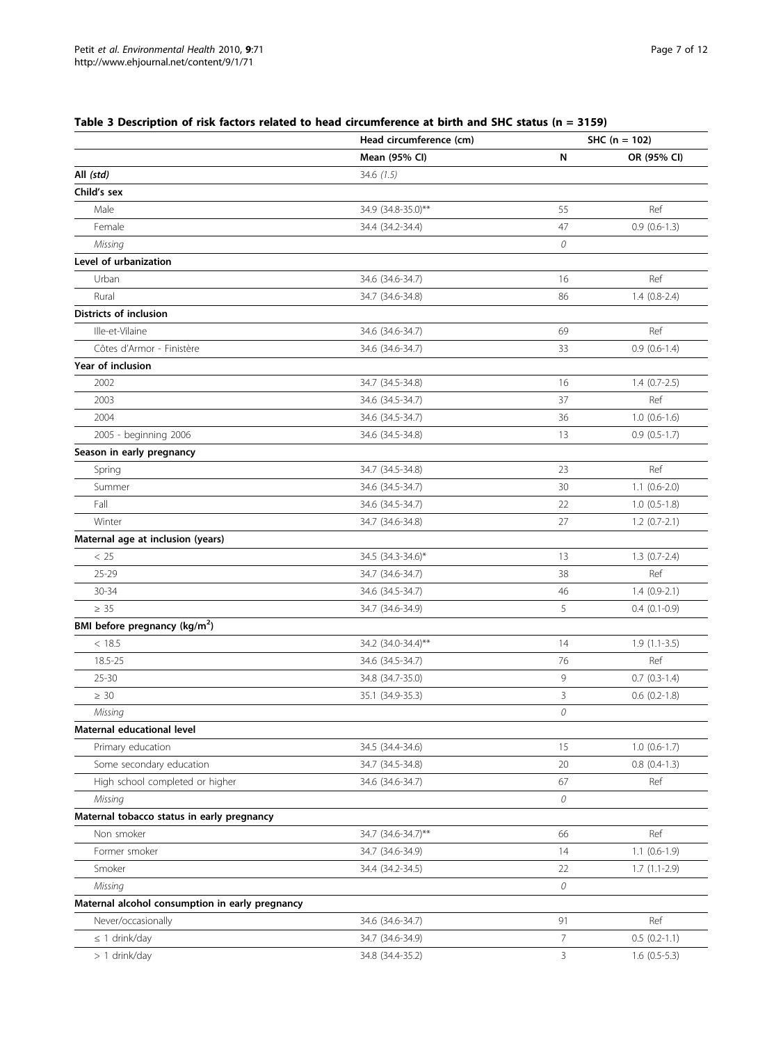### Table 3 Description of risk factors related to head circumference at birth and SHC status (n = 3159)

| | Head circumference (cm) | SHC (n = 102) | |
|---|---|---|---|
| | **Mean (95% CI)** | **N** | **OR (95% CI)** |
| **All** *(std)* | 34.6 *(1.5)* | | |
| **Child's sex** | | | |
| Male | 34.9 (34.8-35.0)** | 55 | Ref |
| Female | 34.4 (34.2-34.4) | 47 | 0.9 (0.6-1.3) |
| *Missing* | | *0* | |
| **Level of urbanization** | | | |
| Urban | 34.6 (34.6-34.7) | 16 | Ref |
| Rural | 34.7 (34.6-34.8) | 86 | 1.4 (0.8-2.4) |
| **Districts of inclusion** | | | |
| Ille-et-Vilaine | 34.6 (34.6-34.7) | 69 | Ref |
| Côtes d'Armor - Finistère | 34.6 (34.6-34.7) | 33 | 0.9 (0.6-1.4) |
| **Year of inclusion** | | | |
| 2002 | 34.7 (34.5-34.8) | 16 | 1.4 (0.7-2.5) |
| 2003 | 34.6 (34.5-34.7) | 37 | Ref |
| 2004 | 34.6 (34.5-34.7) | 36 | 1.0 (0.6-1.6) |
| 2005 - beginning 2006 | 34.6 (34.5-34.8) | 13 | 0.9 (0.5-1.7) |
| **Season in early pregnancy** | | | |
| Spring | 34.7 (34.5-34.8) | 23 | Ref |
| Summer | 34.6 (34.5-34.7) | 30 | 1.1 (0.6-2.0) |
| Fall | 34.6 (34.5-34.7) | 22 | 1.0 (0.5-1.8) |
| Winter | 34.7 (34.6-34.8) | 27 | 1.2 (0.7-2.1) |
| **Maternal age at inclusion (years)** | | | |
| < 25 | 34.5 (34.3-34.6)* | 13 | 1.3 (0.7-2.4) |
| 25-29 | 34.7 (34.6-34.7) | 38 | Ref |
| 30-34 | 34.6 (34.5-34.7) | 46 | 1.4 (0.9-2.1) |
| ≥ 35 | 34.7 (34.6-34.9) | 5 | 0.4 (0.1-0.9) |
| **BMI before pregnancy (kg/m$^2$)** | | | |
| < 18.5 | 34.2 (34.0-34.4)** | 14 | 1.9 (1.1-3.5) |
| 18.5-25 | 34.6 (34.5-34.7) | 76 | Ref |
| 25-30 | 34.8 (34.7-35.0) | 9 | 0.7 (0.3-1.4) |
| ≥ 30 | 35.1 (34.9-35.3) | 3 | 0.6 (0.2-1.8) |
| *Missing* | | *0* | |
| **Maternal educational level** | | | |
| Primary education | 34.5 (34.4-34.6) | 15 | 1.0 (0.6-1.7) |
| Some secondary education | 34.7 (34.5-34.8) | 20 | 0.8 (0.4-1.3) |
| High school completed or higher | 34.6 (34.6-34.7) | 67 | Ref |
| *Missing* | | *0* | |
| **Maternal tobacco status in early pregnancy** | | | |
| Non smoker | 34.7 (34.6-34.7)** | 66 | Ref |
| Former smoker | 34.7 (34.6-34.9) | 14 | 1.1 (0.6-1.9) |
| Smoker | 34.4 (34.2-34.5) | 22 | 1.7 (1.1-2.9) |
| *Missing* | | *0* | |
| **Maternal alcohol consumption in early pregnancy** | | | |
| Never/occasionally | 34.6 (34.6-34.7) | 91 | Ref |
| ≤ 1 drink/day | 34.7 (34.6-34.9) | 7 | 0.5 (0.2-1.1) |
| > 1 drink/day | 34.8 (34.4-35.2) | 3 | 1.6 (0.5-5.3) |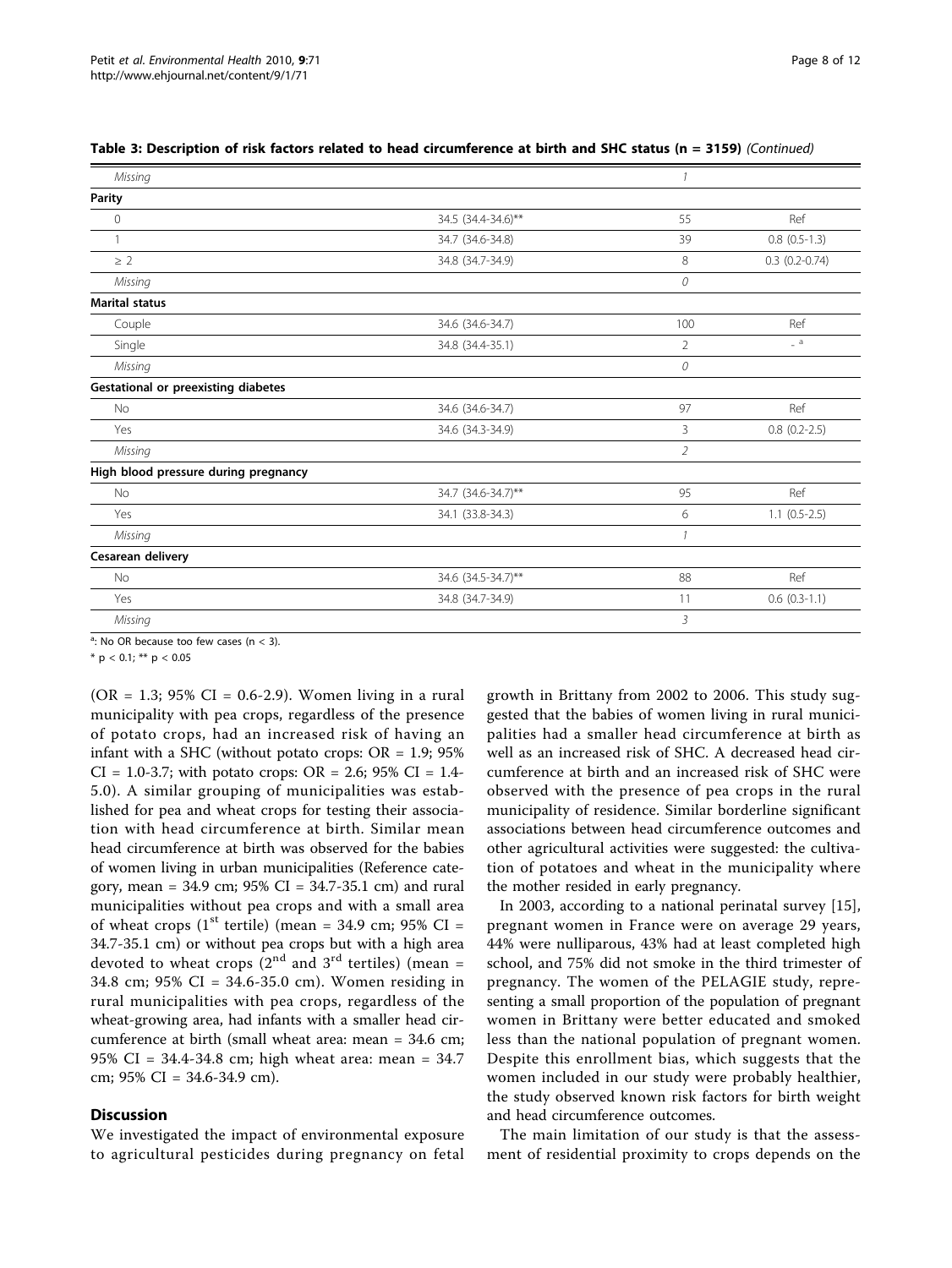**Table 3: Description of risk factors related to head circumference at birth and SHC status (n = 3159)** *(Continued)*

| | | | |
|---|---|---|---|
| *Missing* | | *1* | |
| **Parity** | | | |
| 0 | 34.5 (34.4-34.6)** | 55 | Ref |
| 1 | 34.7 (34.6-34.8) | 39 | 0.8 (0.5-1.3) |
| ≥ 2 | 34.8 (34.7-34.9) | 8 | 0.3 (0.2-0.74) |
| *Missing* | | *0* | |
| **Marital status** | | | |
| Couple | 34.6 (34.6-34.7) | 100 | Ref |
| Single | 34.8 (34.4-35.1) | 2 | - [a] |
| *Missing* | | *0* | |
| **Gestational or preexisting diabetes** | | | |
| No | 34.6 (34.6-34.7) | 97 | Ref |
| Yes | 34.6 (34.3-34.9) | 3 | 0.8 (0.2-2.5) |
| *Missing* | | *2* | |
| **High blood pressure during pregnancy** | | | |
| No | 34.7 (34.6-34.7)** | 95 | Ref |
| Yes | 34.1 (33.8-34.3) | 6 | 1.1 (0.5-2.5) |
| *Missing* | | *1* | |
| **Cesarean delivery** | | | |
| No | 34.6 (34.5-34.7)** | 88 | Ref |
| Yes | 34.8 (34.7-34.9) | 11 | 0.6 (0.3-1.1) |
| *Missing* | | *3* | |

[a]: No OR because too few cases (n < 3).

* p < 0.1; ** p < 0.05

(OR = 1.3; 95% CI = 0.6-2.9). Women living in a rural municipality with pea crops, regardless of the presence of potato crops, had an increased risk of having an infant with a SHC (without potato crops: OR = 1.9; 95% CI = 1.0-3.7; with potato crops: OR = 2.6; 95% CI = 1.4-5.0). A similar grouping of municipalities was established for pea and wheat crops for testing their association with head circumference at birth. Similar mean head circumference at birth was observed for the babies of women living in urban municipalities (Reference category, mean = 34.9 cm; 95% CI = 34.7-35.1 cm) and rural municipalities without pea crops and with a small area of wheat crops (1st tertile) (mean = 34.9 cm; 95% CI = 34.7-35.1 cm) or without pea crops but with a high area devoted to wheat crops (2nd and 3rd tertiles) (mean = 34.8 cm; 95% CI = 34.6-35.0 cm). Women residing in rural municipalities with pea crops, regardless of the wheat-growing area, had infants with a smaller head circumference at birth (small wheat area: mean = 34.6 cm; 95% CI = 34.4-34.8 cm; high wheat area: mean = 34.7 cm; 95% CI = 34.6-34.9 cm).

## Discussion

We investigated the impact of environmental exposure to agricultural pesticides during pregnancy on fetal growth in Brittany from 2002 to 2006. This study suggested that the babies of women living in rural municipalities had a smaller head circumference at birth as well as an increased risk of SHC. A decreased head circumference at birth and an increased risk of SHC were observed with the presence of pea crops in the rural municipality of residence. Similar borderline significant associations between head circumference outcomes and other agricultural activities were suggested: the cultivation of potatoes and wheat in the municipality where the mother resided in early pregnancy.

In 2003, according to a national perinatal survey [15], pregnant women in France were on average 29 years, 44% were nulliparous, 43% had at least completed high school, and 75% did not smoke in the third trimester of pregnancy. The women of the PELAGIE study, representing a small proportion of the population of pregnant women in Brittany were better educated and smoked less than the national population of pregnant women. Despite this enrollment bias, which suggests that the women included in our study were probably healthier, the study observed known risk factors for birth weight and head circumference outcomes.

The main limitation of our study is that the assessment of residential proximity to crops depends on the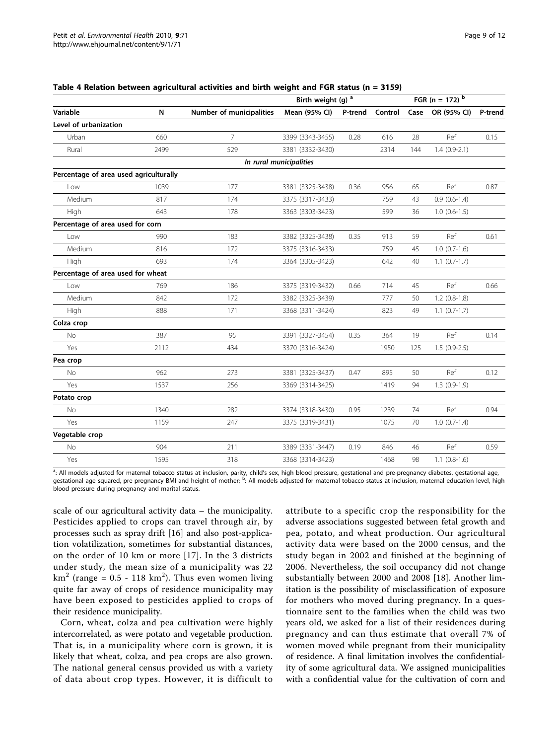**Table 4 Relation between agricultural activities and birth weight and FGR status (n = 3159)**

| Variable | N | Number of municipalities | Birth weight (g) [a] | | FGR (n = 172) [b] | | | |
|---|---|---|---|---|---|---|---|---|
| | | | Mean (95% CI) | P-trend | Control | Case | OR (95% CI) | P-trend |
| **Level of urbanization** | | | | | | | | |
| Urban | 660 | 7 | 3399 (3343-3455) | 0.28 | 616 | 28 | Ref | 0.15 |
| Rural | 2499 | 529 | 3381 (3332-3430) | | 2314 | 144 | 1.4 (0.9-2.1) | |
| *In rural municipalities* | | | | | | | | |
| **Percentage of area used agriculturally** | | | | | | | | |
| Low | 1039 | 177 | 3381 (3325-3438) | 0.36 | 956 | 65 | Ref | 0.87 |
| Medium | 817 | 174 | 3375 (3317-3433) | | 759 | 43 | 0.9 (0.6-1.4) | |
| High | 643 | 178 | 3363 (3303-3423) | | 599 | 36 | 1.0 (0.6-1.5) | |
| **Percentage of area used for corn** | | | | | | | | |
| Low | 990 | 183 | 3382 (3325-3438) | 0.35 | 913 | 59 | Ref | 0.61 |
| Medium | 816 | 172 | 3375 (3316-3433) | | 759 | 45 | 1.0 (0.7-1.6) | |
| High | 693 | 174 | 3364 (3305-3423) | | 642 | 40 | 1.1 (0.7-1.7) | |
| **Percentage of area used for wheat** | | | | | | | | |
| Low | 769 | 186 | 3375 (3319-3432) | 0.66 | 714 | 45 | Ref | 0.66 |
| Medium | 842 | 172 | 3382 (3325-3439) | | 777 | 50 | 1.2 (0.8-1.8) | |
| High | 888 | 171 | 3368 (3311-3424) | | 823 | 49 | 1.1 (0.7-1.7) | |
| **Colza crop** | | | | | | | | |
| No | 387 | 95 | 3391 (3327-3454) | 0.35 | 364 | 19 | Ref | 0.14 |
| Yes | 2112 | 434 | 3370 (3316-3424) | | 1950 | 125 | 1.5 (0.9-2.5) | |
| **Pea crop** | | | | | | | | |
| No | 962 | 273 | 3381 (3325-3437) | 0.47 | 895 | 50 | Ref | 0.12 |
| Yes | 1537 | 256 | 3369 (3314-3425) | | 1419 | 94 | 1.3 (0.9-1.9) | |
| **Potato crop** | | | | | | | | |
| No | 1340 | 282 | 3374 (3318-3430) | 0.95 | 1239 | 74 | Ref | 0.94 |
| Yes | 1159 | 247 | 3375 (3319-3431) | | 1075 | 70 | 1.0 (0.7-1.4) | |
| **Vegetable crop** | | | | | | | | |
| No | 904 | 211 | 3389 (3331-3447) | 0.19 | 846 | 46 | Ref | 0.59 |
| Yes | 1595 | 318 | 3368 (3314-3423) | | 1468 | 98 | 1.1 (0.8-1.6) | |

[a]: All models adjusted for maternal tobacco status at inclusion, parity, child's sex, high blood pressure, gestational and pre-pregnancy diabetes, gestational age, gestational age squared, pre-pregnancy BMI and height of mother; [b]: All models adjusted for maternal tobacco status at inclusion, maternal education level, high blood pressure during pregnancy and marital status.

scale of our agricultural activity data – the municipality. Pesticides applied to crops can travel through air, by processes such as spray drift [16] and also post-application volatilization, sometimes for substantial distances, on the order of 10 km or more [17]. In the 3 districts under study, the mean size of a municipality was 22 $km^2$ (range = 0.5 - 118 $km^2$). Thus even women living quite far away of crops of residence municipality may have been exposed to pesticides applied to crops of their residence municipality.

Corn, wheat, colza and pea cultivation were highly intercorrelated, as were potato and vegetable production. That is, in a municipality where corn is grown, it is likely that wheat, colza, and pea crops are also grown. The national general census provided us with a variety of data about crop types. However, it is difficult to attribute to a specific crop the responsibility for the adverse associations suggested between fetal growth and pea, potato, and wheat production. Our agricultural activity data were based on the 2000 census, and the study began in 2002 and finished at the beginning of 2006. Nevertheless, the soil occupancy did not change substantially between 2000 and 2008 [18]. Another limitation is the possibility of misclassification of exposure for mothers who moved during pregnancy. In a questionnaire sent to the families when the child was two years old, we asked for a list of their residences during pregnancy and can thus estimate that overall 7% of women moved while pregnant from their municipality of residence. A final limitation involves the confidentiality of some agricultural data. We assigned municipalities with a confidential value for the cultivation of corn and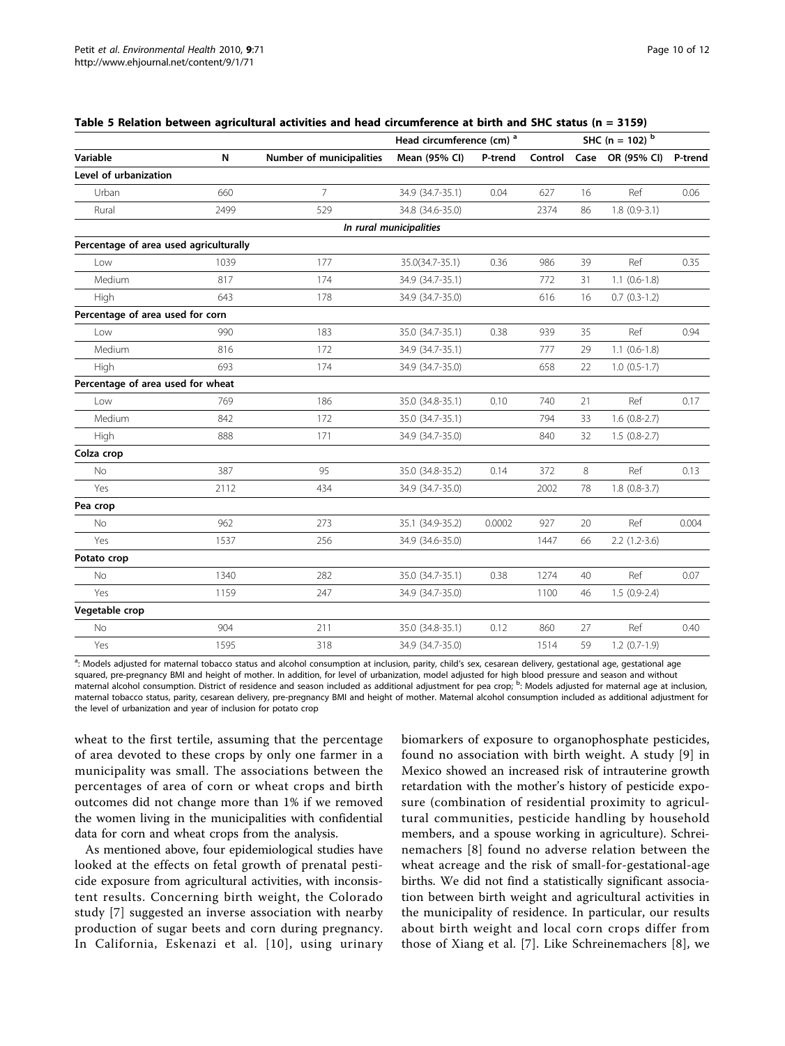**Table 5 Relation between agricultural activities and head circumference at birth and SHC status (n = 3159)**

| Variable | N | Number of municipalities | Head circumference (cm) [a] | | SHC (n = 102) [b] | | | |
|---|---|---|---|---|---|---|---|---|
| | | | Mean (95% CI) | P-trend | Control | Case | OR (95% CI) | P-trend |
| **Level of urbanization** | | | | | | | | |
| Urban | 660 | 7 | 34.9 (34.7-35.1) | 0.04 | 627 | 16 | Ref | 0.06 |
| Rural | 2499 | 529 | 34.8 (34.6-35.0) | | 2374 | 86 | 1.8 (0.9-3.1) | |
| *In rural municipalities* | | | | | | | | |
| **Percentage of area used agriculturally** | | | | | | | | |
| Low | 1039 | 177 | 35.0(34.7-35.1) | 0.36 | 986 | 39 | Ref | 0.35 |
| Medium | 817 | 174 | 34.9 (34.7-35.1) | | 772 | 31 | 1.1 (0.6-1.8) | |
| High | 643 | 178 | 34.9 (34.7-35.0) | | 616 | 16 | 0.7 (0.3-1.2) | |
| **Percentage of area used for corn** | | | | | | | | |
| Low | 990 | 183 | 35.0 (34.7-35.1) | 0.38 | 939 | 35 | Ref | 0.94 |
| Medium | 816 | 172 | 34.9 (34.7-35.1) | | 777 | 29 | 1.1 (0.6-1.8) | |
| High | 693 | 174 | 34.9 (34.7-35.0) | | 658 | 22 | 1.0 (0.5-1.7) | |
| **Percentage of area used for wheat** | | | | | | | | |
| Low | 769 | 186 | 35.0 (34.8-35.1) | 0.10 | 740 | 21 | Ref | 0.17 |
| Medium | 842 | 172 | 35.0 (34.7-35.1) | | 794 | 33 | 1.6 (0.8-2.7) | |
| High | 888 | 171 | 34.9 (34.7-35.0) | | 840 | 32 | 1.5 (0.8-2.7) | |
| **Colza crop** | | | | | | | | |
| No | 387 | 95 | 35.0 (34.8-35.2) | 0.14 | 372 | 8 | Ref | 0.13 |
| Yes | 2112 | 434 | 34.9 (34.7-35.0) | | 2002 | 78 | 1.8 (0.8-3.7) | |
| **Pea crop** | | | | | | | | |
| No | 962 | 273 | 35.1 (34.9-35.2) | 0.0002 | 927 | 20 | Ref | 0.004 |
| Yes | 1537 | 256 | 34.9 (34.6-35.0) | | 1447 | 66 | 2.2 (1.2-3.6) | |
| **Potato crop** | | | | | | | | |
| No | 1340 | 282 | 35.0 (34.7-35.1) | 0.38 | 1274 | 40 | Ref | 0.07 |
| Yes | 1159 | 247 | 34.9 (34.7-35.0) | | 1100 | 46 | 1.5 (0.9-2.4) | |
| **Vegetable crop** | | | | | | | | |
| No | 904 | 211 | 35.0 (34.8-35.1) | 0.12 | 860 | 27 | Ref | 0.40 |
| Yes | 1595 | 318 | 34.9 (34.7-35.0) | | 1514 | 59 | 1.2 (0.7-1.9) | |

[a]: Models adjusted for maternal tobacco status and alcohol consumption at inclusion, parity, child's sex, cesarean delivery, gestational age, gestational age squared, pre-pregnancy BMI and height of mother. In addition, for level of urbanization, model adjusted for high blood pressure and season and without maternal alcohol consumption. District of residence and season included as additional adjustment for pea crop; [b]: Models adjusted for maternal age at inclusion, maternal tobacco status, parity, cesarean delivery, pre-pregnancy BMI and height of mother. Maternal alcohol consumption included as additional adjustment for the level of urbanization and year of inclusion for potato crop

wheat to the first tertile, assuming that the percentage of area devoted to these crops by only one farmer in a municipality was small. The associations between the percentages of area of corn or wheat crops and birth outcomes did not change more than 1% if we removed the women living in the municipalities with confidential data for corn and wheat crops from the analysis.

As mentioned above, four epidemiological studies have looked at the effects on fetal growth of prenatal pesticide exposure from agricultural activities, with inconsistent results. Concerning birth weight, the Colorado study [7] suggested an inverse association with nearby production of sugar beets and corn during pregnancy. In California, Eskenazi et al. [10], using urinary biomarkers of exposure to organophosphate pesticides, found no association with birth weight. A study [9] in Mexico showed an increased risk of intrauterine growth retardation with the mother's history of pesticide exposure (combination of residential proximity to agricultural communities, pesticide handling by household members, and a spouse working in agriculture). Schreinemachers [8] found no adverse relation between the wheat acreage and the risk of small-for-gestational-age births. We did not find a statistically significant association between birth weight and agricultural activities in the municipality of residence. In particular, our results about birth weight and local corn crops differ from those of Xiang et al. [7]. Like Schreinemachers [8], we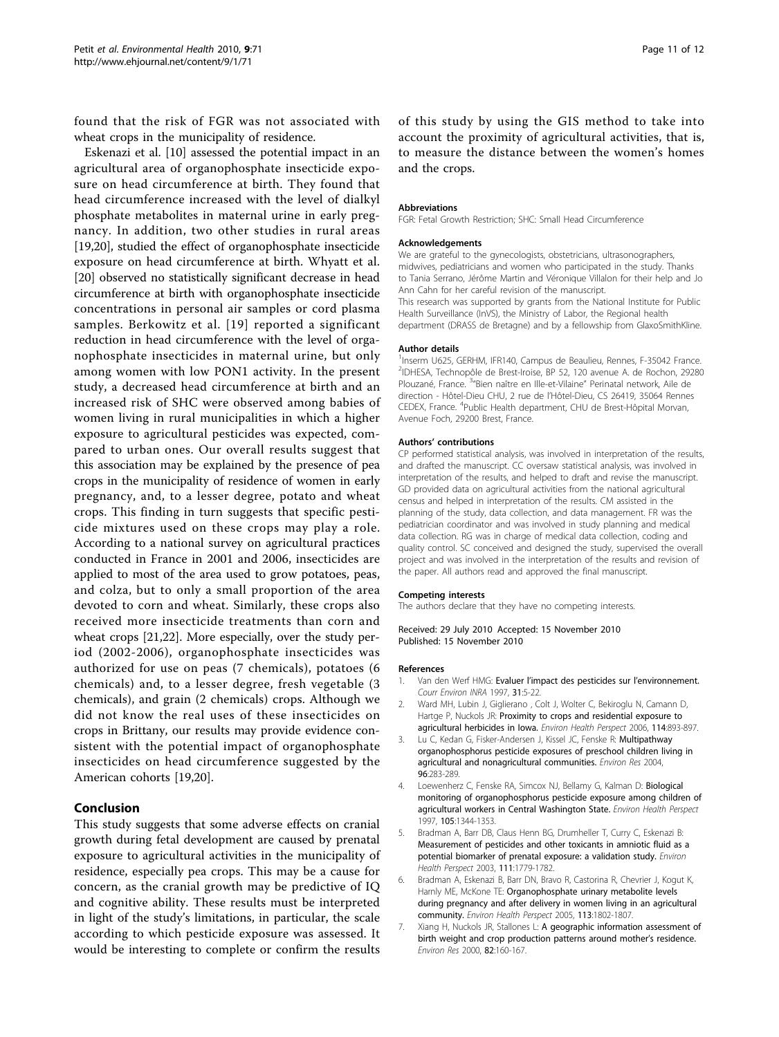found that the risk of FGR was not associated with wheat crops in the municipality of residence.

Eskenazi et al. [10] assessed the potential impact in an agricultural area of organophosphate insecticide exposure on head circumference at birth. They found that head circumference increased with the level of dialkyl phosphate metabolites in maternal urine in early pregnancy. In addition, two other studies in rural areas [19,20], studied the effect of organophosphate insecticide exposure on head circumference at birth. Whyatt et al. [20] observed no statistically significant decrease in head circumference at birth with organophosphate insecticide concentrations in personal air samples or cord plasma samples. Berkowitz et al. [19] reported a significant reduction in head circumference with the level of organophosphate insecticides in maternal urine, but only among women with low PON1 activity. In the present study, a decreased head circumference at birth and an increased risk of SHC were observed among babies of women living in rural municipalities in which a higher exposure to agricultural pesticides was expected, compared to urban ones. Our overall results suggest that this association may be explained by the presence of pea crops in the municipality of residence of women in early pregnancy, and, to a lesser degree, potato and wheat crops. This finding in turn suggests that specific pesticide mixtures used on these crops may play a role. According to a national survey on agricultural practices conducted in France in 2001 and 2006, insecticides are applied to most of the area used to grow potatoes, peas, and colza, but to only a small proportion of the area devoted to corn and wheat. Similarly, these crops also received more insecticide treatments than corn and wheat crops [21,22]. More especially, over the study period (2002-2006), organophosphate insecticides was authorized for use on peas (7 chemicals), potatoes (6 chemicals) and, to a lesser degree, fresh vegetable (3 chemicals), and grain (2 chemicals) crops. Although we did not know the real uses of these insecticides on crops in Brittany, our results may provide evidence consistent with the potential impact of organophosphate insecticides on head circumference suggested by the American cohorts [19,20].

## Conclusion

This study suggests that some adverse effects on cranial growth during fetal development are caused by prenatal exposure to agricultural activities in the municipality of residence, especially pea crops. This may be a cause for concern, as the cranial growth may be predictive of IQ and cognitive ability. These results must be interpreted in light of the study's limitations, in particular, the scale according to which pesticide exposure was assessed. It would be interesting to complete or confirm the results of this study by using the GIS method to take into account the proximity of agricultural activities, that is, to measure the distance between the women's homes and the crops.

#### Abbreviations

FGR: Fetal Growth Restriction; SHC: Small Head Circumference

#### Acknowledgements

We are grateful to the gynecologists, obstetricians, ultrasonographers, midwives, pediatricians and women who participated in the study. Thanks to Tania Serrano, Jérôme Martin and Véronique Villalon for their help and Jo Ann Cahn for her careful revision of the manuscript.

This research was supported by grants from the National Institute for Public Health Surveillance (InVS), the Ministry of Labor, the Regional health department (DRASS de Bretagne) and by a fellowship from GlaxoSmithKline.

#### Author details

[1]Inserm U625, GERHM, IFR140, Campus de Beaulieu, Rennes, F-35042 France. [2]IDHESA, Technopôle de Brest-Iroise, BP 52, 120 avenue A. de Rochon, 29280 Plouzané, France. [3]"Bien naître en Ille-et-Vilaine" Perinatal network, Aile de direction - Hôtel-Dieu CHU, 2 rue de l'Hôtel-Dieu, CS 26419, 35064 Rennes CEDEX, France. [4]Public Health department, CHU de Brest-Hôpital Morvan, Avenue Foch, 29200 Brest, France.

#### Authors' contributions

CP performed statistical analysis, was involved in interpretation of the results, and drafted the manuscript. CC oversaw statistical analysis, was involved in interpretation of the results, and helped to draft and revise the manuscript. GD provided data on agricultural activities from the national agricultural census and helped in interpretation of the results. CM assisted in the planning of the study, data collection, and data management. FR was the pediatrician coordinator and was involved in study planning and medical data collection. RG was in charge of medical data collection, coding and quality control. SC conceived and designed the study, supervised the overall project and was involved in the interpretation of the results and revision of the paper. All authors read and approved the final manuscript.

#### Competing interests

The authors declare that they have no competing interests.

Received: 29 July 2010 Accepted: 15 November 2010
Published: 15 November 2010

#### References

1. Van den Werf HMG: **Evaluer l'impact des pesticides sur l'environnement.** *Courr Environ INRA* 1997, **31**:5-22.
2. Ward MH, Lubin J, Giglierano , Colt J, Wolter C, Bekiroglu N, Camann D, Hartge P, Nuckols JR: **Proximity to crops and residential exposure to agricultural herbicides in Iowa.** *Environ Health Perspect* 2006, **114**:893-897.
3. Lu C, Kedan G, Fisker-Andersen J, Kissel JC, Fenske R: **Multipathway organophosphorus pesticide exposures of preschool children living in agricultural and nonagricultural communities.** *Environ Res* 2004, **96**:283-289.
4. Loewenherz C, Fenske RA, Simcox NJ, Bellamy G, Kalman D: **Biological monitoring of organophosphorus pesticide exposure among children of agricultural workers in Central Washington State.** *Environ Health Perspect* 1997, **105**:1344-1353.
5. Bradman A, Barr DB, Claus Henn BG, Drumheller T, Curry C, Eskenazi B: **Measurement of pesticides and other toxicants in amniotic fluid as a potential biomarker of prenatal exposure: a validation study.** *Environ Health Perspect* 2003, **111**:1779-1782.
6. Bradman A, Eskenazi B, Barr DN, Bravo R, Castorina R, Chevrier J, Kogut K, Harnly ME, McKone TE: **Organophosphate urinary metabolite levels during pregnancy and after delivery in women living in an agricultural community.** *Environ Health Perspect* 2005, **113**:1802-1807.
7. Xiang H, Nuckols JR, Stallones L: **A geographic information assessment of birth weight and crop production patterns around mother's residence.** *Environ Res* 2000, **82**:160-167.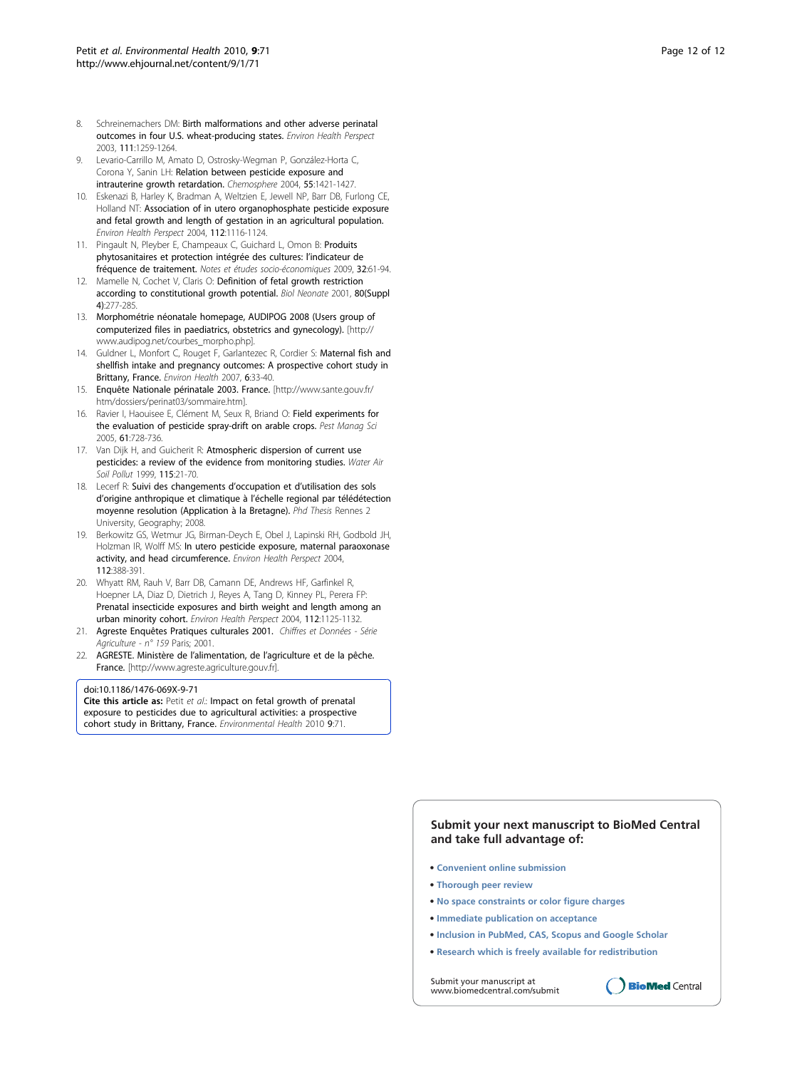8. Schreinemachers DM: **Birth malformations and other adverse perinatal outcomes in four U.S. wheat-producing states.** *Environ Health Perspect* 2003, **111**:1259-1264.
9. Levario-Carrillo M, Amato D, Ostrosky-Wegman P, González-Horta C, Corona Y, Sanin LH: **Relation between pesticide exposure and intrauterine growth retardation.** *Chemosphere* 2004, **55**:1421-1427.
10. Eskenazi B, Harley K, Bradman A, Weltzien E, Jewell NP, Barr DB, Furlong CE, Holland NT: **Association of in utero organophosphate pesticide exposure and fetal growth and length of gestation in an agricultural population.** *Environ Health Perspect* 2004, **112**:1116-1124.
11. Pingault N, Pleyber E, Champeaux C, Guichard L, Omon B: **Produits phytosanitaires et protection intégrée des cultures: l'indicateur de fréquence de traitement.** *Notes et études socio-économiques* 2009, **32**:61-94.
12. Mamelle N, Cochet V, Claris O: **Definition of fetal growth restriction according to constitutional growth potential.** *Biol Neonate* 2001, **80(Suppl 4)**:277-285.
13. **Morphométrie néonatale homepage, AUDIPOG 2008 (Users group of computerized files in paediatrics, obstetrics and gynecology).** [http://www.audipog.net/courbes_morpho.php].
14. Guldner L, Monfort C, Rouget F, Garlantezec R, Cordier S: **Maternal fish and shellfish intake and pregnancy outcomes: A prospective cohort study in Brittany, France.** *Environ Health* 2007, **6**:33-40.
15. **Enquête Nationale périnatale 2003. France.** [http://www.sante.gouv.fr/htm/dossiers/perinat03/sommaire.htm].
16. Ravier I, Haouisee E, Clément M, Seux R, Briand O: **Field experiments for the evaluation of pesticide spray-drift on arable crops.** *Pest Manag Sci* 2005, **61**:728-736.
17. Van Dijk H, and Guicherit R: **Atmospheric dispersion of current use pesticides: a review of the evidence from monitoring studies.** *Water Air Soil Pollut* 1999, **115**:21-70.
18. Lecerf R: **Suivi des changements d'occupation et d'utilisation des sols d'origine anthropique et climatique à l'échelle regional par télédétection moyenne resolution (Application à la Bretagne).** *Phd Thesis* Rennes 2 University, Geography; 2008.
19. Berkowitz GS, Wetmur JG, Birman-Deych E, Obel J, Lapinski RH, Godbold JH, Holzman IR, Wolff MS: **In utero pesticide exposure, maternal paraoxonase activity, and head circumference.** *Environ Health Perspect* 2004, **112**:388-391.
20. Whyatt RM, Rauh V, Barr DB, Camann DE, Andrews HF, Garfinkel R, Hoepner LA, Diaz D, Dietrich J, Reyes A, Tang D, Kinney PL, Perera FP: **Prenatal insecticide exposures and birth weight and length among an urban minority cohort.** *Environ Health Perspect* 2004, **112**:1125-1132.
21. **Agreste Enquêtes Pratiques culturales 2001.** *Chiffres et Données - Série Agriculture - n° 159* Paris; 2001.
22. **AGRESTE. Ministère de l'alimentation, de l'agriculture et de la pêche. France.** [http://www.agreste.agriculture.gouv.fr].

doi:10.1186/1476-069X-9-71

**Cite this article as:** Petit *et al.*: Impact on fetal growth of prenatal exposure to pesticides due to agricultural activities: a prospective cohort study in Brittany, France. *Environmental Health* 2010 **9**:71.

**Submit your next manuscript to BioMed Central and take full advantage of:**

- Convenient online submission
- Thorough peer review
- No space constraints or color figure charges
- Immediate publication on acceptance
- Inclusion in PubMed, CAS, Scopus and Google Scholar
- Research which is freely available for redistribution

Submit your manuscript at www.biomedcentral.com/submit

BioMed Central